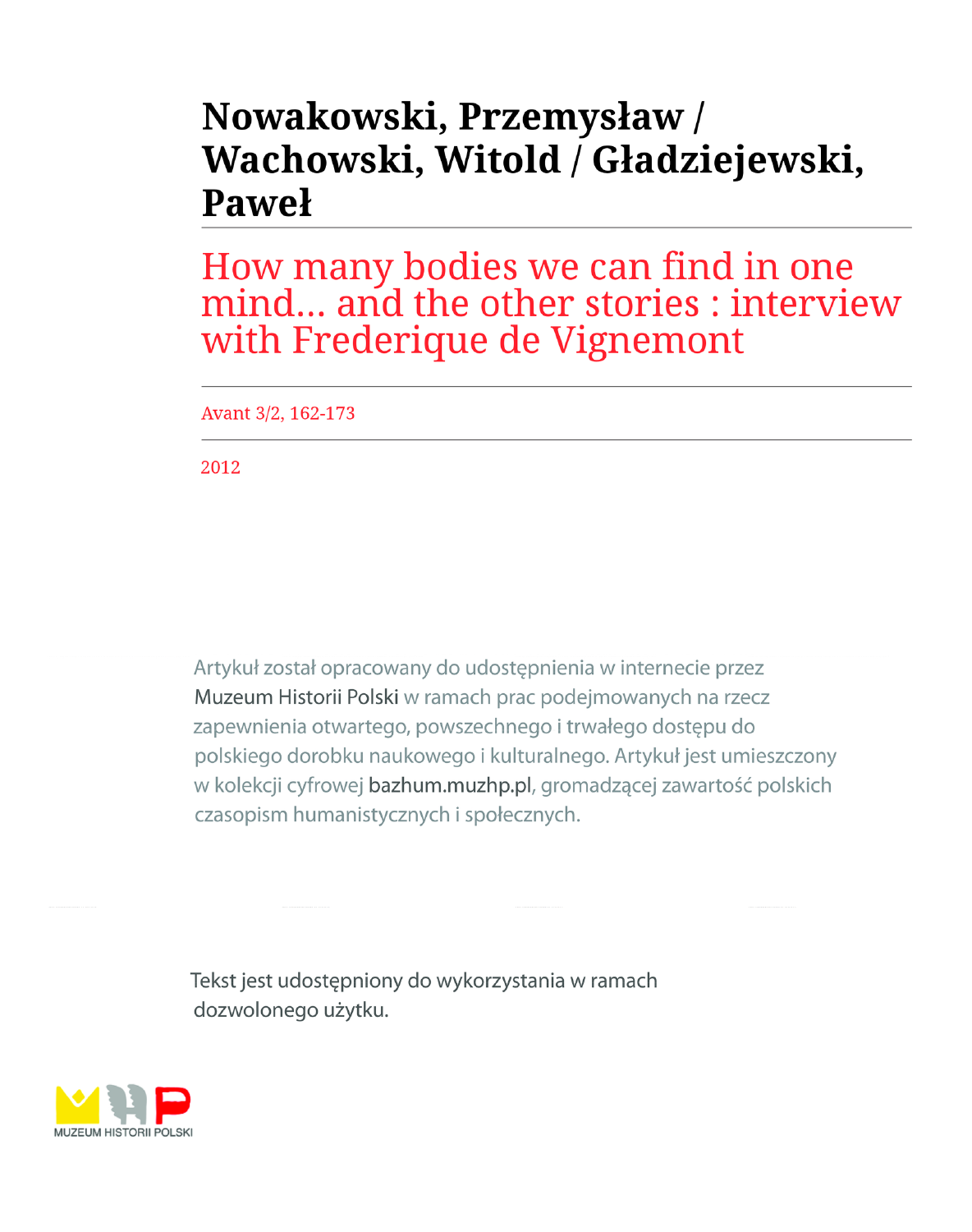# Nowakowski, Przemysław / Wachowski, Witold / Gładziejewski, Paweł

## How many bodies we can find in one mind... and the other stories : interview with Frederique de Vignemont

Avant 3/2, 162-173

2012

Artykuł został opracowany do udostępnienia w internecie przez Muzeum Historii Polski w ramach prac podejmowanych na rzecz zapewnienia otwartego, powszechnego i trwałego dostępu do polskiego dorobku naukowego i kulturalnego. Artykuł jest umieszczony w kolekcji cyfrowej bazhum.muzhp.pl, gromadzącej zawartość polskich czasopism humanistycznych i społecznych.

Tekst jest udostępniony do wykorzystania w ramach dozwolonego użytku.

MUZEUM HISTORII POLSKI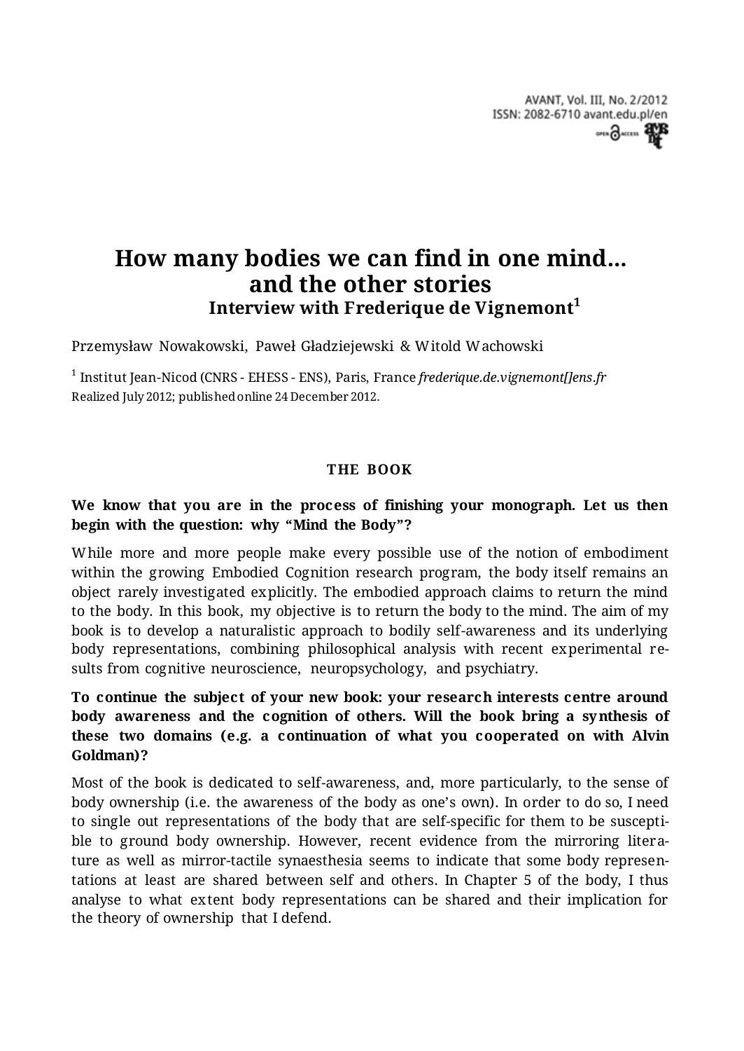# How many bodies we can find in one mind... and the other stories

## Interview with Frederique de Vignemont[1]

Przemysław Nowakowski, Paweł Gładziejewski & Witold Wachowski

[1] Institut Jean-Nicod (CNRS - EHESS - ENS), Paris, France *frederique.de.vignemont[]ens.fr*
Realized July 2012; published online 24 December 2012.

### THE BOOK

**We know that you are in the process of finishing your monograph. Let us then begin with the question: why "Mind the Body"?**

While more and more people make every possible use of the notion of embodiment within the growing Embodied Cognition research program, the body itself remains an object rarely investigated explicitly. The embodied approach claims to return the mind to the body. In this book, my objective is to return the body to the mind. The aim of my book is to develop a naturalistic approach to bodily self-awareness and its underlying body representations, combining philosophical analysis with recent experimental results from cognitive neuroscience, neuropsychology, and psychiatry.

**To continue the subject of your new book: your research interests centre around body awareness and the cognition of others. Will the book bring a synthesis of these two domains (e.g. a continuation of what you cooperated on with Alvin Goldman)?**

Most of the book is dedicated to self-awareness, and, more particularly, to the sense of body ownership (i.e. the awareness of the body as one's own). In order to do so, I need to single out representations of the body that are self-specific for them to be susceptible to ground body ownership. However, recent evidence from the mirroring literature as well as mirror-tactile synaesthesia seems to indicate that some body representations at least are shared between self and others. In Chapter 5 of the body, I thus analyse to what extent body representations can be shared and their implication for the theory of ownership that I defend.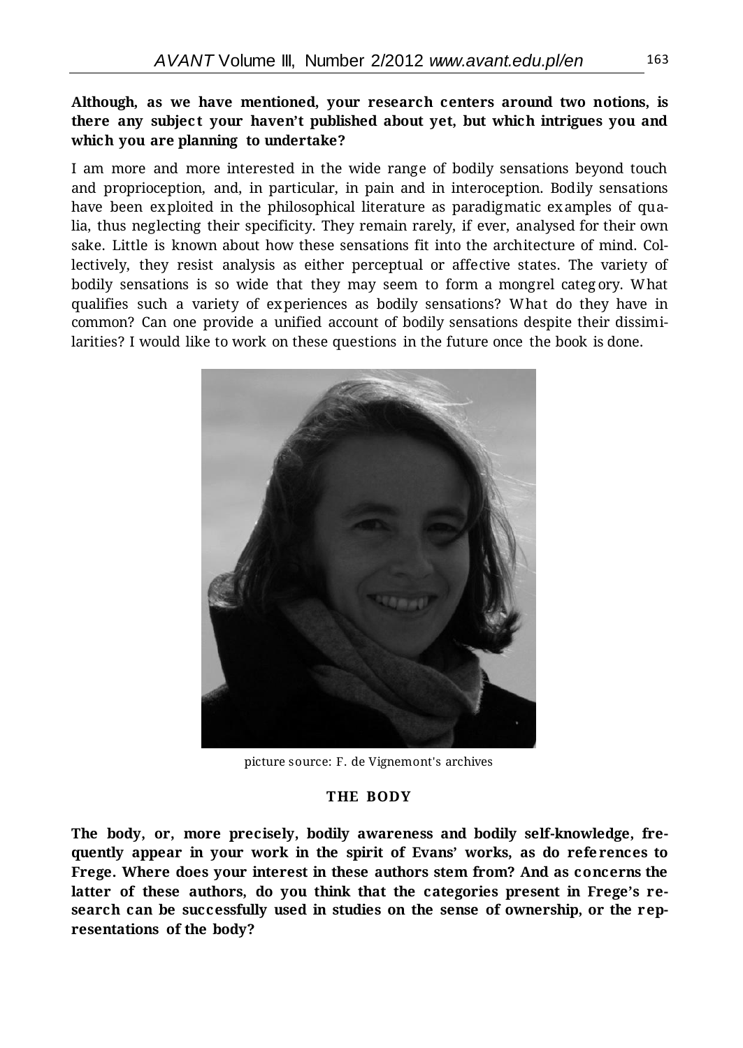**Although, as we have mentioned, your research centers around two notions, is there any subject your haven't published about yet, but which intrigues you and which you are planning to undertake?**

I am more and more interested in the wide range of bodily sensations beyond touch and proprioception, and, in particular, in pain and in interoception. Bodily sensations have been exploited in the philosophical literature as paradigmatic examples of qualia, thus neglecting their specificity. They remain rarely, if ever, analysed for their own sake. Little is known about how these sensations fit into the architecture of mind. Collectively, they resist analysis as either perceptual or affective states. The variety of bodily sensations is so wide that they may seem to form a mongrel category. What qualifies such a variety of experiences as bodily sensations? What do they have in common? Can one provide a unified account of bodily sensations despite their dissimilarities? I would like to work on these questions in the future once the book is done.

picture source: F. de Vignemont's archives

## THE BODY

**The body, or, more precisely, bodily awareness and bodily self-knowledge, frequently appear in your work in the spirit of Evans' works, as do references to Frege. Where does your interest in these authors stem from? And as concerns the latter of these authors, do you think that the categories present in Frege's research can be successfully used in studies on the sense of ownership, or the representations of the body?**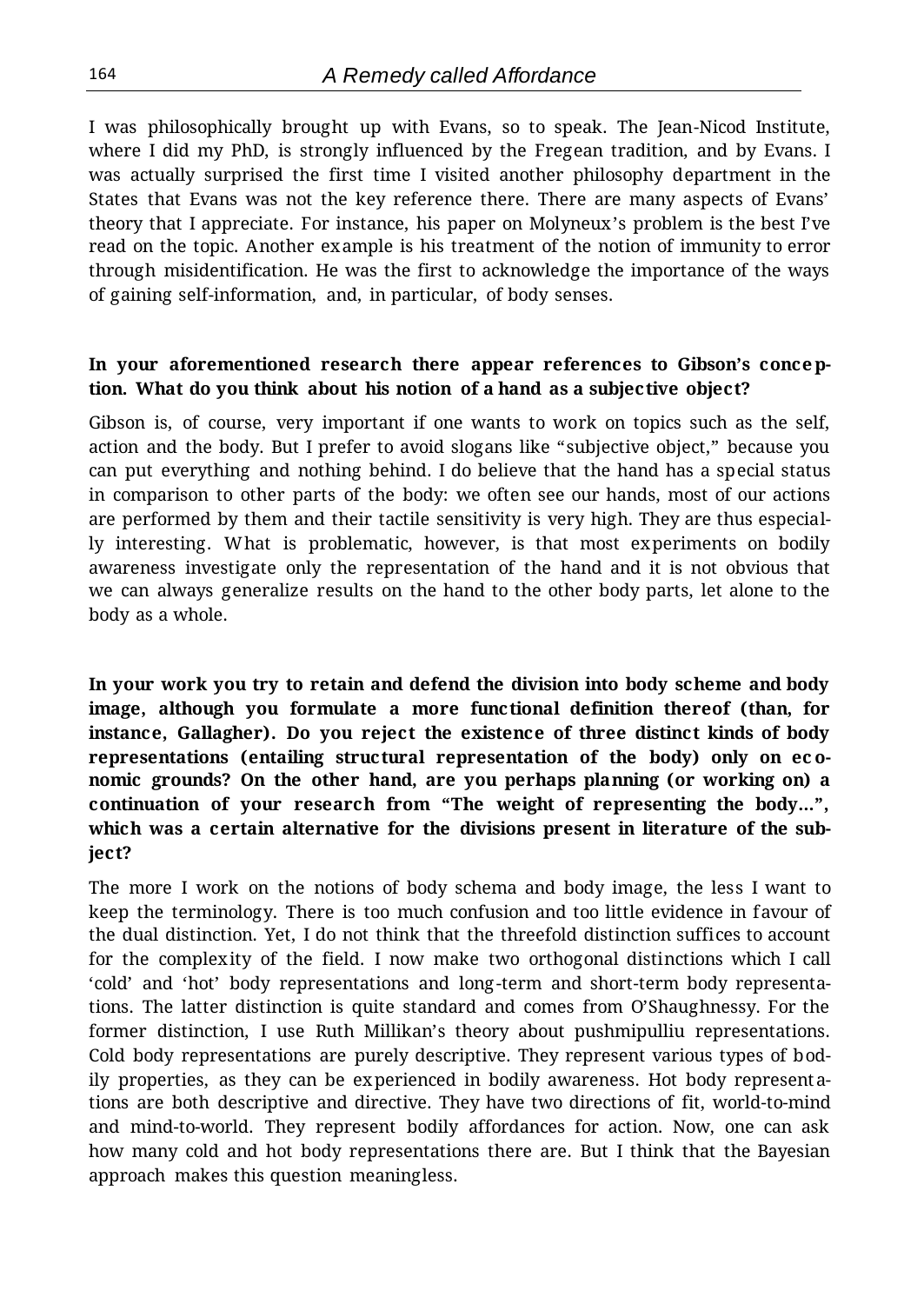I was philosophically brought up with Evans, so to speak. The Jean-Nicod Institute, where I did my PhD, is strongly influenced by the Fregean tradition, and by Evans. I was actually surprised the first time I visited another philosophy department in the States that Evans was not the key reference there. There are many aspects of Evans' theory that I appreciate. For instance, his paper on Molyneux's problem is the best I've read on the topic. Another example is his treatment of the notion of immunity to error through misidentification. He was the first to acknowledge the importance of the ways of gaining self-information, and, in particular, of body senses.

**In your aforementioned research there appear references to Gibson's conception. What do you think about his notion of a hand as a subjective object?**

Gibson is, of course, very important if one wants to work on topics such as the self, action and the body. But I prefer to avoid slogans like "subjective object," because you can put everything and nothing behind. I do believe that the hand has a special status in comparison to other parts of the body: we often see our hands, most of our actions are performed by them and their tactile sensitivity is very high. They are thus especially interesting. What is problematic, however, is that most experiments on bodily awareness investigate only the representation of the hand and it is not obvious that we can always generalize results on the hand to the other body parts, let alone to the body as a whole.

**In your work you try to retain and defend the division into body scheme and body image, although you formulate a more functional definition thereof (than, for instance, Gallagher). Do you reject the existence of three distinct kinds of body representations (entailing structural representation of the body) only on economic grounds? On the other hand, are you perhaps planning (or working on) a continuation of your research from "The weight of representing the body…", which was a certain alternative for the divisions present in literature of the subject?**

The more I work on the notions of body schema and body image, the less I want to keep the terminology. There is too much confusion and too little evidence in favour of the dual distinction. Yet, I do not think that the threefold distinction suffices to account for the complexity of the field. I now make two orthogonal distinctions which I call 'cold' and 'hot' body representations and long-term and short-term body representations. The latter distinction is quite standard and comes from O'Shaughnessy. For the former distinction, I use Ruth Millikan's theory about pushmipulliu representations. Cold body representations are purely descriptive. They represent various types of bodily properties, as they can be experienced in bodily awareness. Hot body representations are both descriptive and directive. They have two directions of fit, world-to-mind and mind-to-world. They represent bodily affordances for action. Now, one can ask how many cold and hot body representations there are. But I think that the Bayesian approach makes this question meaningless.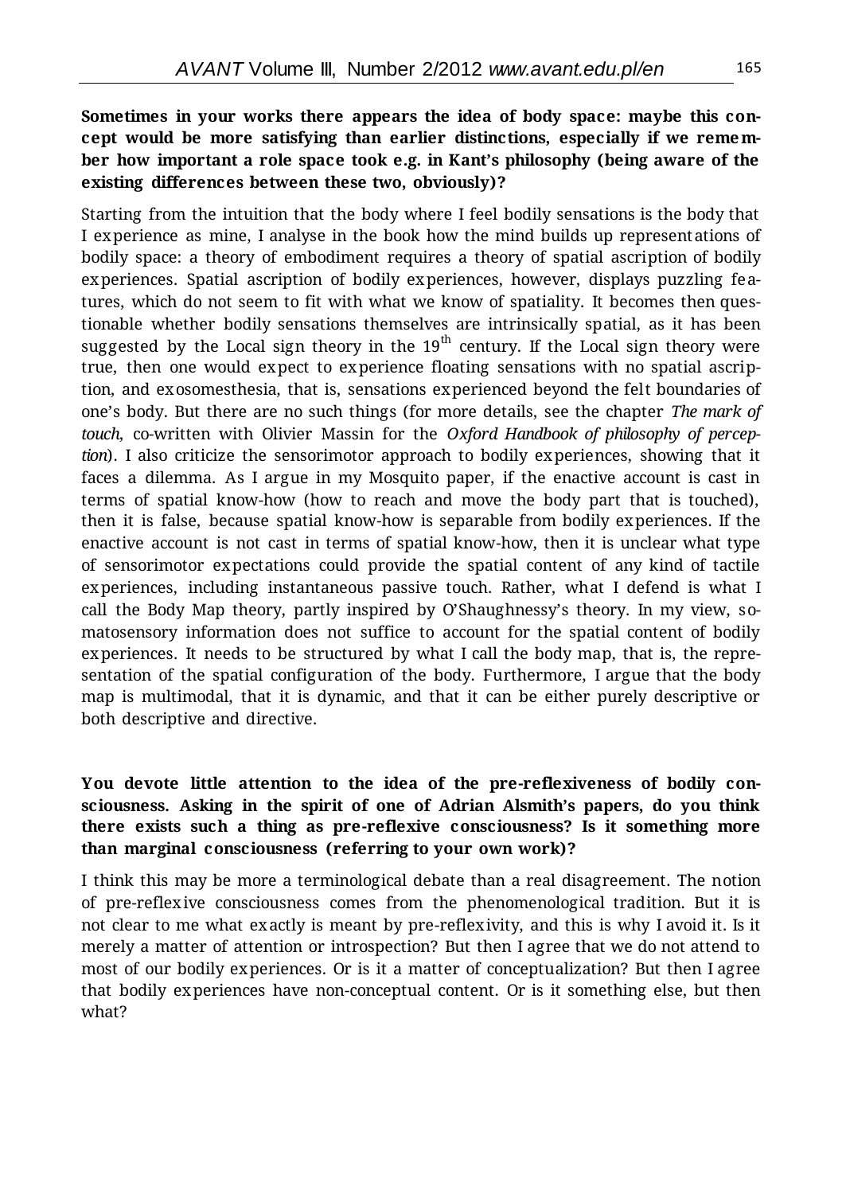**Sometimes in your works there appears the idea of body space: maybe this concept would be more satisfying than earlier distinctions, especially if we remember how important a role space took e.g. in Kant's philosophy (being aware of the existing differences between these two, obviously)?**

Starting from the intuition that the body where I feel bodily sensations is the body that I experience as mine, I analyse in the book how the mind builds up representations of bodily space: a theory of embodiment requires a theory of spatial ascription of bodily experiences. Spatial ascription of bodily experiences, however, displays puzzling features, which do not seem to fit with what we know of spatiality. It becomes then questionable whether bodily sensations themselves are intrinsically spatial, as it has been suggested by the Local sign theory in the 19th century. If the Local sign theory were true, then one would expect to experience floating sensations with no spatial ascription, and exosomesthesia, that is, sensations experienced beyond the felt boundaries of one's body. But there are no such things (for more details, see the chapter *The mark of touch*, co-written with Olivier Massin for the *Oxford Handbook of philosophy of perception*). I also criticize the sensorimotor approach to bodily experiences, showing that it faces a dilemma. As I argue in my Mosquito paper, if the enactive account is cast in terms of spatial know-how (how to reach and move the body part that is touched), then it is false, because spatial know-how is separable from bodily experiences. If the enactive account is not cast in terms of spatial know-how, then it is unclear what type of sensorimotor expectations could provide the spatial content of any kind of tactile experiences, including instantaneous passive touch. Rather, what I defend is what I call the Body Map theory, partly inspired by O'Shaughnessy's theory. In my view, somatosensory information does not suffice to account for the spatial content of bodily experiences. It needs to be structured by what I call the body map, that is, the representation of the spatial configuration of the body. Furthermore, I argue that the body map is multimodal, that it is dynamic, and that it can be either purely descriptive or both descriptive and directive.

**You devote little attention to the idea of the pre-reflexiveness of bodily consciousness. Asking in the spirit of one of Adrian Alsmith's papers, do you think there exists such a thing as pre-reflexive consciousness? Is it something more than marginal consciousness (referring to your own work)?**

I think this may be more a terminological debate than a real disagreement. The notion of pre-reflexive consciousness comes from the phenomenological tradition. But it is not clear to me what exactly is meant by pre-reflexivity, and this is why I avoid it. Is it merely a matter of attention or introspection? But then I agree that we do not attend to most of our bodily experiences. Or is it a matter of conceptualization? But then I agree that bodily experiences have non-conceptual content. Or is it something else, but then what?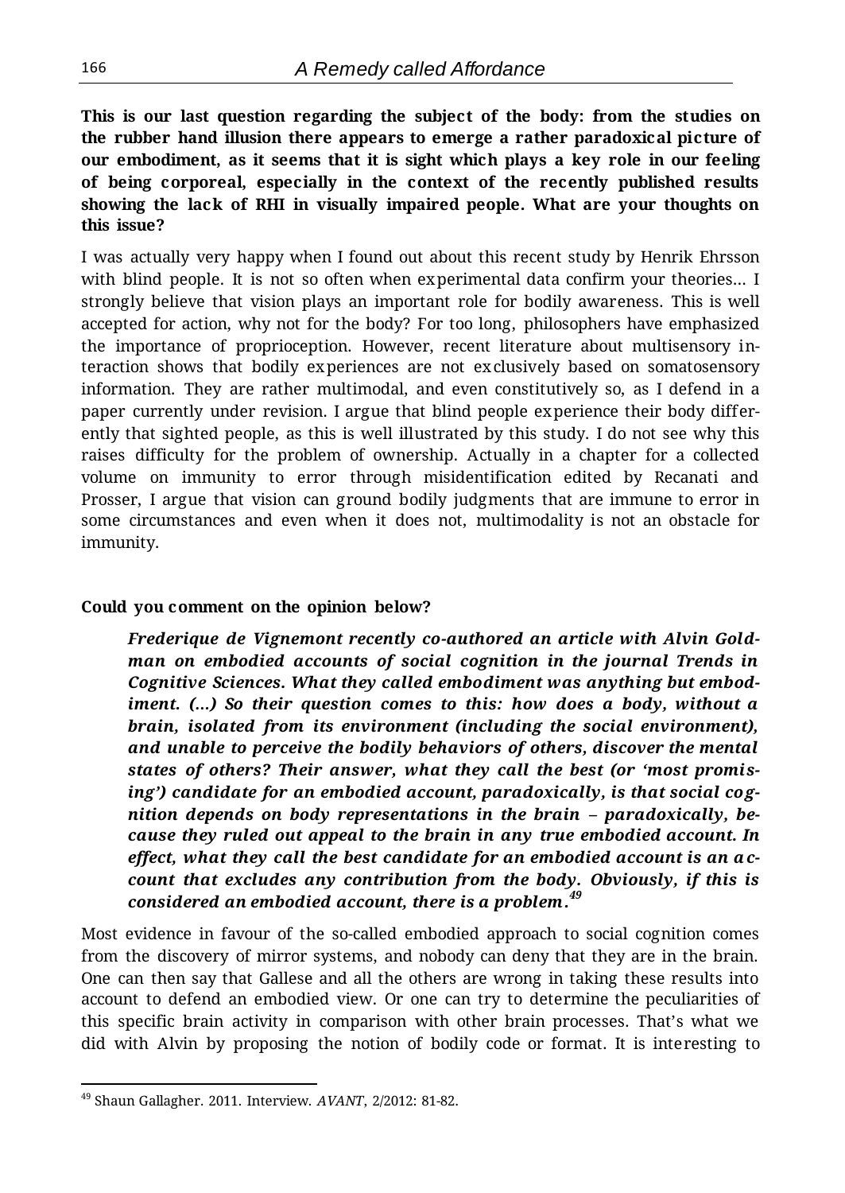**This is our last question regarding the subject of the body: from the studies on the rubber hand illusion there appears to emerge a rather paradoxical picture of our embodiment, as it seems that it is sight which plays a key role in our feeling of being corporeal, especially in the context of the recently published results showing the lack of RHI in visually impaired people. What are your thoughts on this issue?**

I was actually very happy when I found out about this recent study by Henrik Ehrsson with blind people. It is not so often when experimental data confirm your theories... I strongly believe that vision plays an important role for bodily awareness. This is well accepted for action, why not for the body? For too long, philosophers have emphasized the importance of proprioception. However, recent literature about multisensory interaction shows that bodily experiences are not exclusively based on somatosensory information. They are rather multimodal, and even constitutively so, as I defend in a paper currently under revision. I argue that blind people experience their body differently that sighted people, as this is well illustrated by this study. I do not see why this raises difficulty for the problem of ownership. Actually in a chapter for a collected volume on immunity to error through misidentification edited by Recanati and Prosser, I argue that vision can ground bodily judgments that are immune to error in some circumstances and even when it does not, multimodality is not an obstacle for immunity.

**Could you comment on the opinion below?**

> ***Frederique de Vignemont recently co-authored an article with Alvin Goldman on embodied accounts of social cognition in the journal Trends in Cognitive Sciences. What they called embodiment was anything but embodiment. (...) So their question comes to this: how does a body, without a brain, isolated from its environment (including the social environment), and unable to perceive the bodily behaviors of others, discover the mental states of others? Their answer, what they call the best (or 'most promising') candidate for an embodied account, paradoxically, is that social cognition depends on body representations in the brain – paradoxically, because they ruled out appeal to the brain in any true embodied account. In effect, what they call the best candidate for an embodied account is an account that excludes any contribution from the body. Obviously, if this is considered an embodied account, there is a problem.***[49]

Most evidence in favour of the so-called embodied approach to social cognition comes from the discovery of mirror systems, and nobody can deny that they are in the brain. One can then say that Gallese and all the others are wrong in taking these results into account to defend an embodied view. Or one can try to determine the peculiarities of this specific brain activity in comparison with other brain processes. That's what we did with Alvin by proposing the notion of bodily code or format. It is interesting to

---

[49] Shaun Gallagher. 2011. Interview. *AVANT*, 2/2012: 81-82.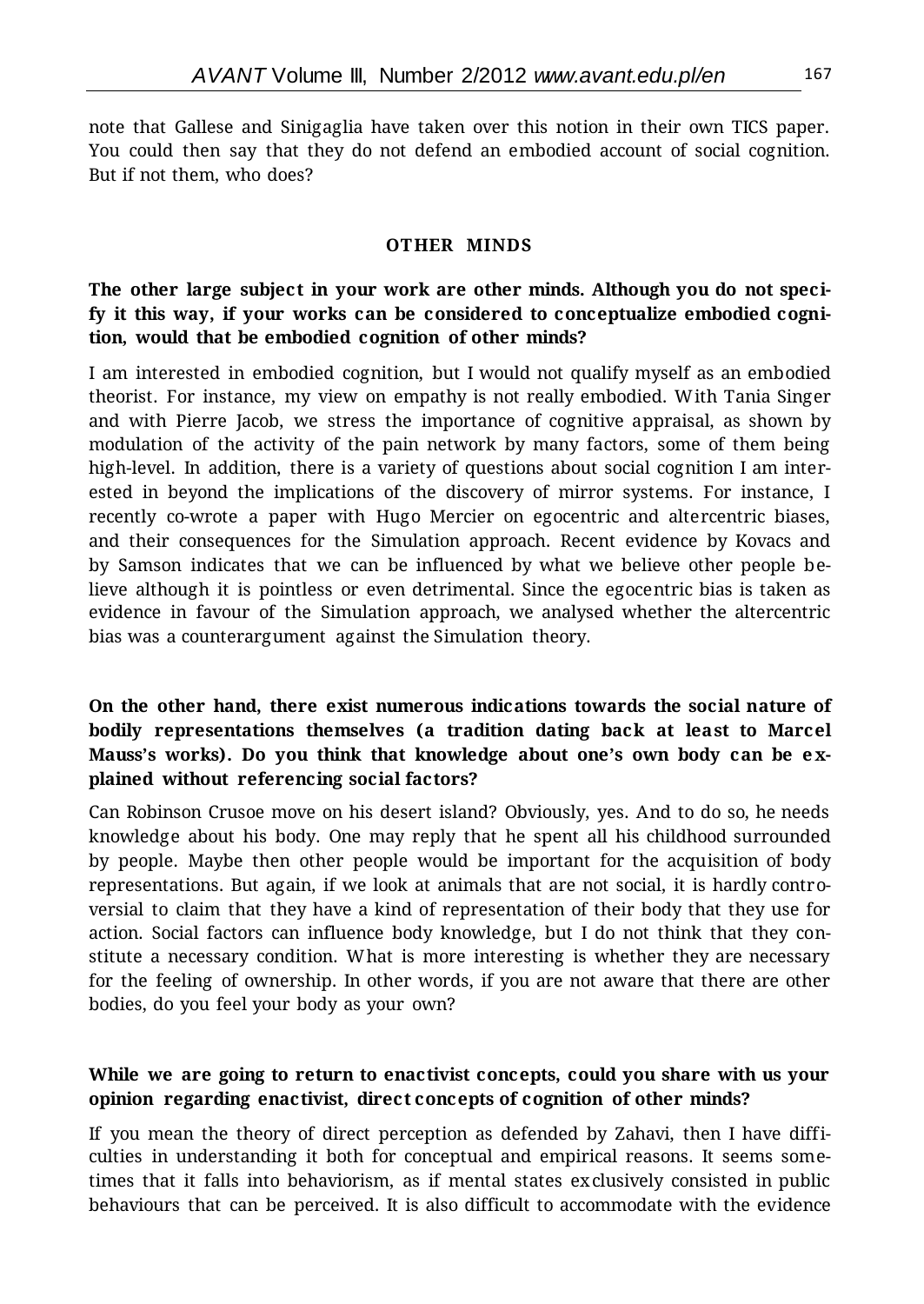note that Gallese and Sinigaglia have taken over this notion in their own TICS paper. You could then say that they do not defend an embodied account of social cognition. But if not them, who does?

## OTHER MINDS

**The other large subject in your work are other minds. Although you do not specify it this way, if your works can be considered to conceptualize embodied cognition, would that be embodied cognition of other minds?**

I am interested in embodied cognition, but I would not qualify myself as an embodied theorist. For instance, my view on empathy is not really embodied. With Tania Singer and with Pierre Jacob, we stress the importance of cognitive appraisal, as shown by modulation of the activity of the pain network by many factors, some of them being high-level. In addition, there is a variety of questions about social cognition I am interested in beyond the implications of the discovery of mirror systems. For instance, I recently co-wrote a paper with Hugo Mercier on egocentric and altercentric biases, and their consequences for the Simulation approach. Recent evidence by Kovacs and by Samson indicates that we can be influenced by what we believe other people believe although it is pointless or even detrimental. Since the egocentric bias is taken as evidence in favour of the Simulation approach, we analysed whether the altercentric bias was a counterargument against the Simulation theory.

**On the other hand, there exist numerous indications towards the social nature of bodily representations themselves (a tradition dating back at least to Marcel Mauss's works). Do you think that knowledge about one's own body can be explained without referencing social factors?**

Can Robinson Crusoe move on his desert island? Obviously, yes. And to do so, he needs knowledge about his body. One may reply that he spent all his childhood surrounded by people. Maybe then other people would be important for the acquisition of body representations. But again, if we look at animals that are not social, it is hardly controversial to claim that they have a kind of representation of their body that they use for action. Social factors can influence body knowledge, but I do not think that they constitute a necessary condition. What is more interesting is whether they are necessary for the feeling of ownership. In other words, if you are not aware that there are other bodies, do you feel your body as your own?

**While we are going to return to enactivist concepts, could you share with us your opinion regarding enactivist, direct concepts of cognition of other minds?**

If you mean the theory of direct perception as defended by Zahavi, then I have difficulties in understanding it both for conceptual and empirical reasons. It seems sometimes that it falls into behaviorism, as if mental states exclusively consisted in public behaviours that can be perceived. It is also difficult to accommodate with the evidence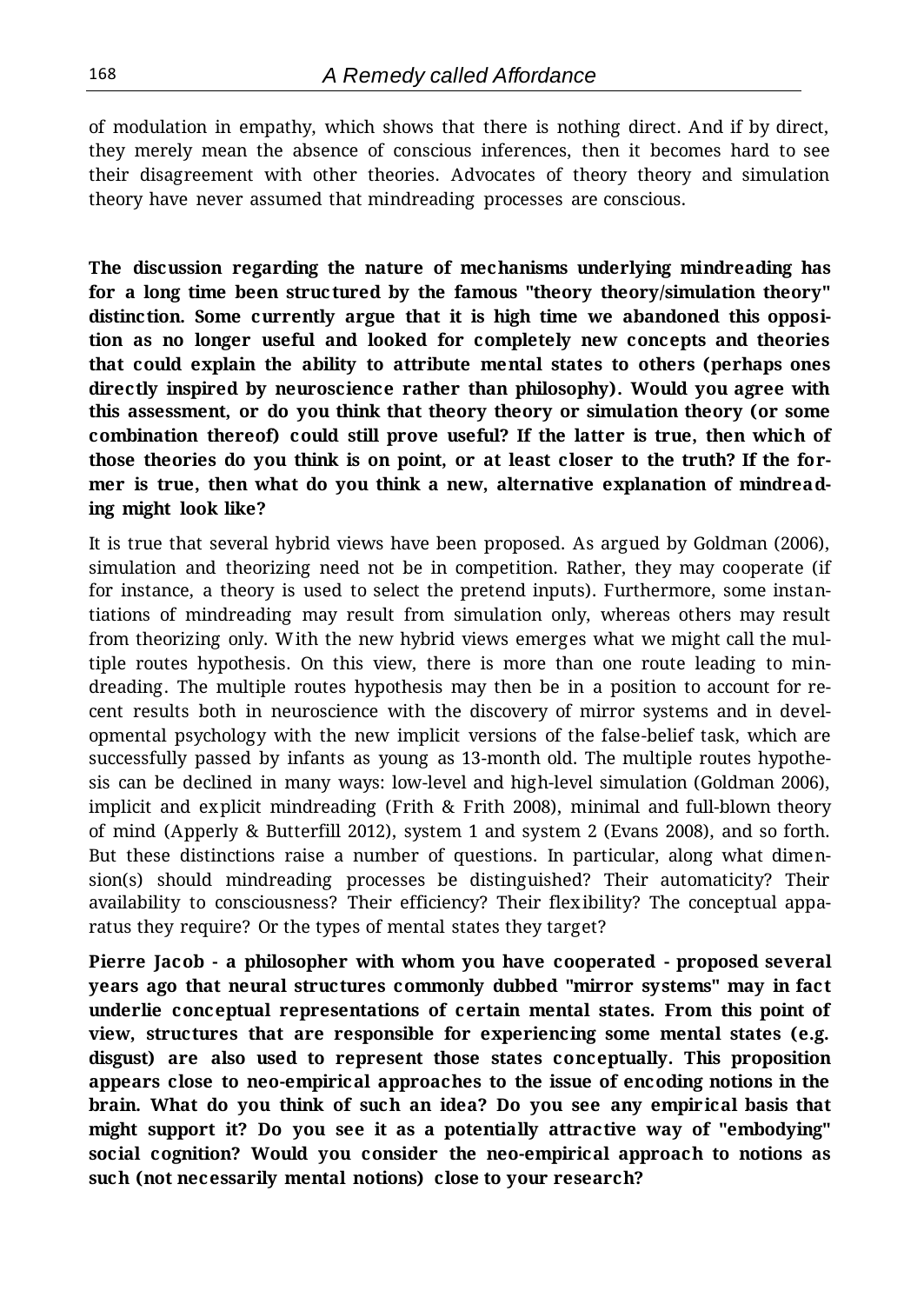of modulation in empathy, which shows that there is nothing direct. And if by direct, they merely mean the absence of conscious inferences, then it becomes hard to see their disagreement with other theories. Advocates of theory theory and simulation theory have never assumed that mindreading processes are conscious.

**The discussion regarding the nature of mechanisms underlying mindreading has for a long time been structured by the famous "theory theory/simulation theory" distinction. Some currently argue that it is high time we abandoned this opposition as no longer useful and looked for completely new concepts and theories that could explain the ability to attribute mental states to others (perhaps ones directly inspired by neuroscience rather than philosophy). Would you agree with this assessment, or do you think that theory theory or simulation theory (or some combination thereof) could still prove useful? If the latter is true, then which of those theories do you think is on point, or at least closer to the truth? If the former is true, then what do you think a new, alternative explanation of mindreading might look like?**

It is true that several hybrid views have been proposed. As argued by Goldman (2006), simulation and theorizing need not be in competition. Rather, they may cooperate (if for instance, a theory is used to select the pretend inputs). Furthermore, some instantiations of mindreading may result from simulation only, whereas others may result from theorizing only. With the new hybrid views emerges what we might call the multiple routes hypothesis. On this view, there is more than one route leading to mindreading. The multiple routes hypothesis may then be in a position to account for recent results both in neuroscience with the discovery of mirror systems and in developmental psychology with the new implicit versions of the false-belief task, which are successfully passed by infants as young as 13-month old. The multiple routes hypothesis can be declined in many ways: low-level and high-level simulation (Goldman 2006), implicit and explicit mindreading (Frith & Frith 2008), minimal and full-blown theory of mind (Apperly & Butterfill 2012), system 1 and system 2 (Evans 2008), and so forth. But these distinctions raise a number of questions. In particular, along what dimension(s) should mindreading processes be distinguished? Their automaticity? Their availability to consciousness? Their efficiency? Their flexibility? The conceptual apparatus they require? Or the types of mental states they target?

**Pierre Jacob - a philosopher with whom you have cooperated - proposed several years ago that neural structures commonly dubbed "mirror systems" may in fact underlie conceptual representations of certain mental states. From this point of view, structures that are responsible for experiencing some mental states (e.g. disgust) are also used to represent those states conceptually. This proposition appears close to neo-empirical approaches to the issue of encoding notions in the brain. What do you think of such an idea? Do you see any empirical basis that might support it? Do you see it as a potentially attractive way of "embodying" social cognition? Would you consider the neo-empirical approach to notions as such (not necessarily mental notions) close to your research?**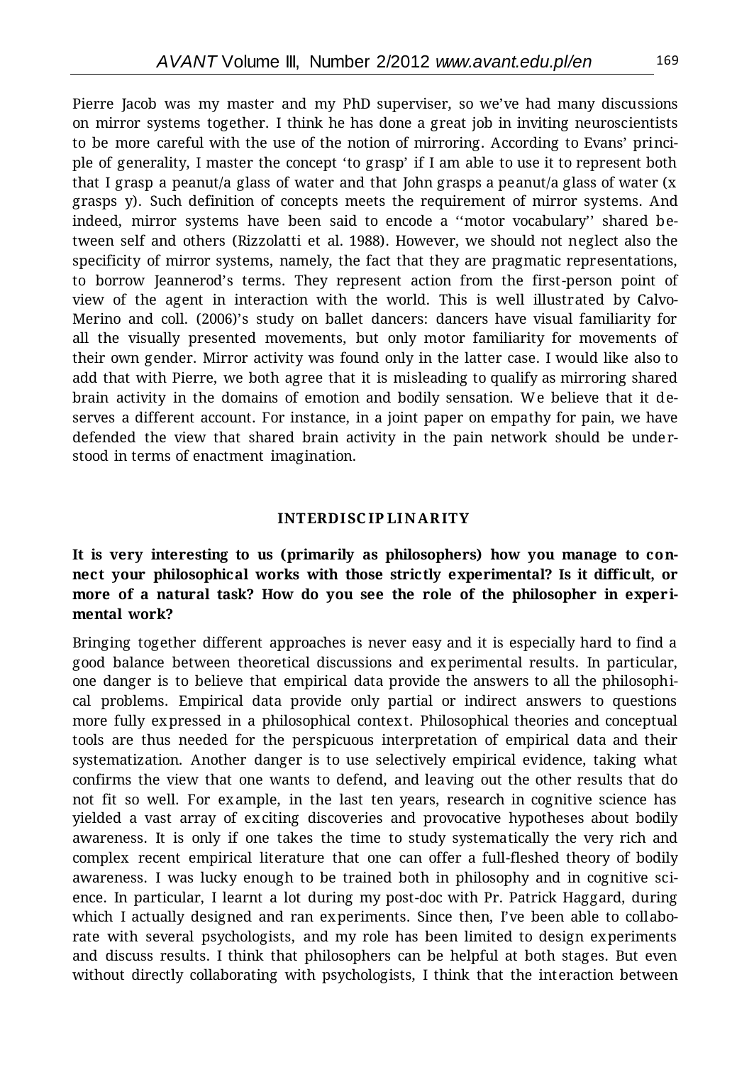Pierre Jacob was my master and my PhD superviser, so we've had many discussions on mirror systems together. I think he has done a great job in inviting neuroscientists to be more careful with the use of the notion of mirroring. According to Evans' principle of generality, I master the concept 'to grasp' if I am able to use it to represent both that I grasp a peanut/a glass of water and that John grasps a peanut/a glass of water (x grasps y). Such definition of concepts meets the requirement of mirror systems. And indeed, mirror systems have been said to encode a ''motor vocabulary'' shared between self and others (Rizzolatti et al. 1988). However, we should not neglect also the specificity of mirror systems, namely, the fact that they are pragmatic representations, to borrow Jeannerod's terms. They represent action from the first-person point of view of the agent in interaction with the world. This is well illustrated by Calvo-Merino and coll. (2006)'s study on ballet dancers: dancers have visual familiarity for all the visually presented movements, but only motor familiarity for movements of their own gender. Mirror activity was found only in the latter case. I would like also to add that with Pierre, we both agree that it is misleading to qualify as mirroring shared brain activity in the domains of emotion and bodily sensation. We believe that it deserves a different account. For instance, in a joint paper on empathy for pain, we have defended the view that shared brain activity in the pain network should be understood in terms of enactment imagination.

## INTERDISCIPLINARITY

**It is very interesting to us (primarily as philosophers) how you manage to connect your philosophical works with those strictly experimental? Is it difficult, or more of a natural task? How do you see the role of the philosopher in experimental work?**

Bringing together different approaches is never easy and it is especially hard to find a good balance between theoretical discussions and experimental results. In particular, one danger is to believe that empirical data provide the answers to all the philosophical problems. Empirical data provide only partial or indirect answers to questions more fully expressed in a philosophical context. Philosophical theories and conceptual tools are thus needed for the perspicuous interpretation of empirical data and their systematization. Another danger is to use selectively empirical evidence, taking what confirms the view that one wants to defend, and leaving out the other results that do not fit so well. For example, in the last ten years, research in cognitive science has yielded a vast array of exciting discoveries and provocative hypotheses about bodily awareness. It is only if one takes the time to study systematically the very rich and complex recent empirical literature that one can offer a full-fleshed theory of bodily awareness. I was lucky enough to be trained both in philosophy and in cognitive science. In particular, I learnt a lot during my post-doc with Pr. Patrick Haggard, during which I actually designed and ran experiments. Since then, I've been able to collaborate with several psychologists, and my role has been limited to design experiments and discuss results. I think that philosophers can be helpful at both stages. But even without directly collaborating with psychologists, I think that the interaction between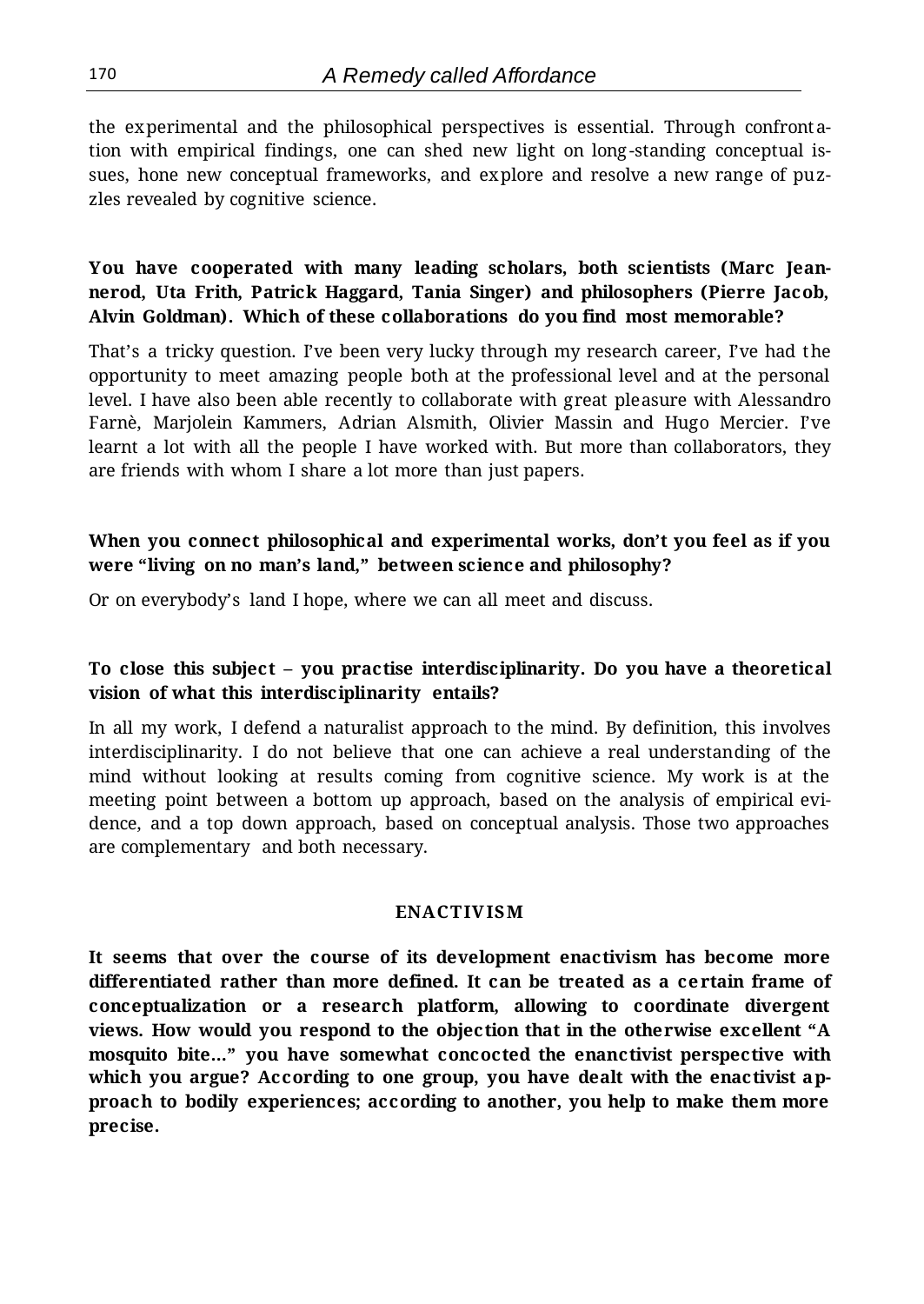the experimental and the philosophical perspectives is essential. Through confrontation with empirical findings, one can shed new light on long-standing conceptual issues, hone new conceptual frameworks, and explore and resolve a new range of puzzles revealed by cognitive science.

**You have cooperated with many leading scholars, both scientists (Marc Jeannerod, Uta Frith, Patrick Haggard, Tania Singer) and philosophers (Pierre Jacob, Alvin Goldman). Which of these collaborations do you find most memorable?**

That's a tricky question. I've been very lucky through my research career, I've had the opportunity to meet amazing people both at the professional level and at the personal level. I have also been able recently to collaborate with great pleasure with Alessandro Farnè, Marjolein Kammers, Adrian Alsmith, Olivier Massin and Hugo Mercier. I've learnt a lot with all the people I have worked with. But more than collaborators, they are friends with whom I share a lot more than just papers.

**When you connect philosophical and experimental works, don't you feel as if you were "living on no man's land," between science and philosophy?**

Or on everybody's land I hope, where we can all meet and discuss.

**To close this subject – you practise interdisciplinarity. Do you have a theoretical vision of what this interdisciplinarity entails?**

In all my work, I defend a naturalist approach to the mind. By definition, this involves interdisciplinarity. I do not believe that one can achieve a real understanding of the mind without looking at results coming from cognitive science. My work is at the meeting point between a bottom up approach, based on the analysis of empirical evidence, and a top down approach, based on conceptual analysis. Those two approaches are complementary and both necessary.

## ENACTIVISM

**It seems that over the course of its development enactivism has become more differentiated rather than more defined. It can be treated as a certain frame of conceptualization or a research platform, allowing to coordinate divergent views. How would you respond to the objection that in the otherwise excellent "A mosquito bite…" you have somewhat concocted the enanctivist perspective with which you argue? According to one group, you have dealt with the enactivist approach to bodily experiences; according to another, you help to make them more precise.**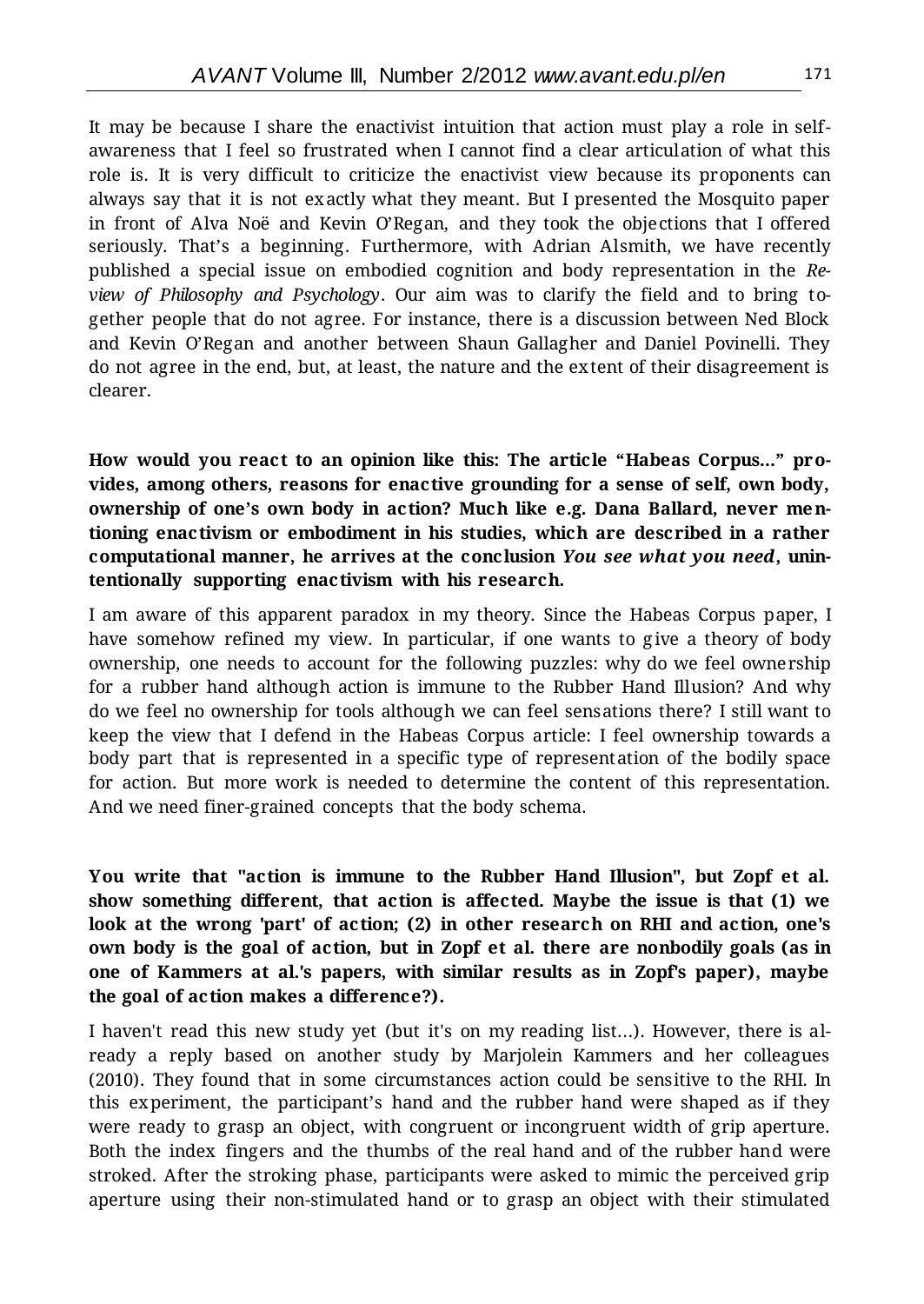It may be because I share the enactivist intuition that action must play a role in self-awareness that I feel so frustrated when I cannot find a clear articulation of what this role is. It is very difficult to criticize the enactivist view because its proponents can always say that it is not exactly what they meant. But I presented the Mosquito paper in front of Alva Noë and Kevin O'Regan, and they took the objections that I offered seriously. That's a beginning. Furthermore, with Adrian Alsmith, we have recently published a special issue on embodied cognition and body representation in the *Review of Philosophy and Psychology*. Our aim was to clarify the field and to bring together people that do not agree. For instance, there is a discussion between Ned Block and Kevin O'Regan and another between Shaun Gallagher and Daniel Povinelli. They do not agree in the end, but, at least, the nature and the extent of their disagreement is clearer.

**How would you react to an opinion like this: The article "Habeas Corpus..." provides, among others, reasons for enactive grounding for a sense of self, own body, ownership of one's own body in action? Much like e.g. Dana Ballard, never mentioning enactivism or embodiment in his studies, which are described in a rather computational manner, he arrives at the conclusion *You see what you need*, unintentionally supporting enactivism with his research.**

I am aware of this apparent paradox in my theory. Since the Habeas Corpus paper, I have somehow refined my view. In particular, if one wants to give a theory of body ownership, one needs to account for the following puzzles: why do we feel ownership for a rubber hand although action is immune to the Rubber Hand Illusion? And why do we feel no ownership for tools although we can feel sensations there? I still want to keep the view that I defend in the Habeas Corpus article: I feel ownership towards a body part that is represented in a specific type of representation of the bodily space for action. But more work is needed to determine the content of this representation. And we need finer-grained concepts that the body schema.

**You write that "action is immune to the Rubber Hand Illusion", but Zopf et al. show something different, that action is affected. Maybe the issue is that (1) we look at the wrong 'part' of action; (2) in other research on RHI and action, one's own body is the goal of action, but in Zopf et al. there are nonbodily goals (as in one of Kammers at al.'s papers, with similar results as in Zopf's paper), maybe the goal of action makes a difference?).**

I haven't read this new study yet (but it's on my reading list...). However, there is already a reply based on another study by Marjolein Kammers and her colleagues (2010). They found that in some circumstances action could be sensitive to the RHI. In this experiment, the participant's hand and the rubber hand were shaped as if they were ready to grasp an object, with congruent or incongruent width of grip aperture. Both the index fingers and the thumbs of the real hand and of the rubber hand were stroked. After the stroking phase, participants were asked to mimic the perceived grip aperture using their non-stimulated hand or to grasp an object with their stimulated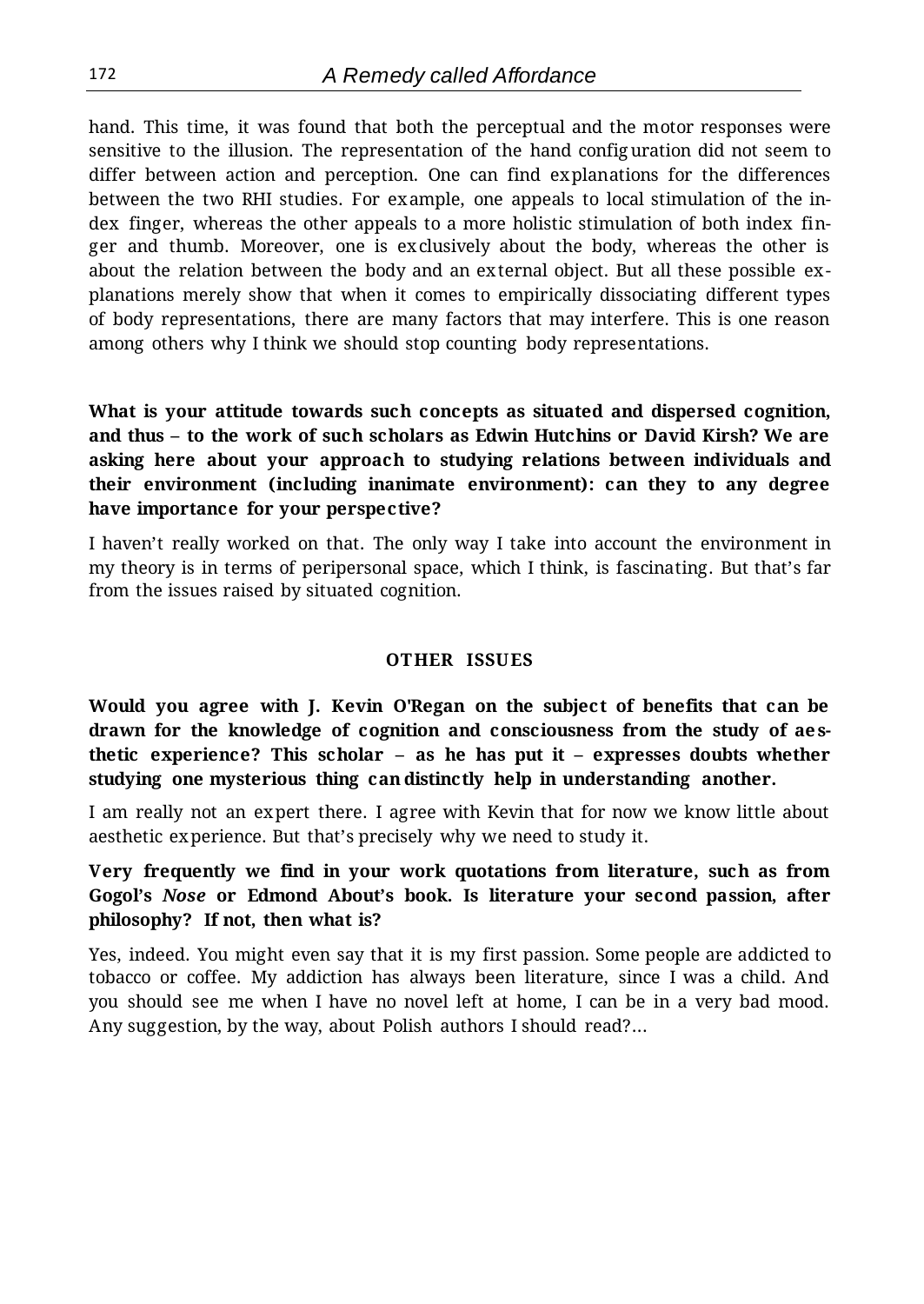hand. This time, it was found that both the perceptual and the motor responses were sensitive to the illusion. The representation of the hand configuration did not seem to differ between action and perception. One can find explanations for the differences between the two RHI studies. For example, one appeals to local stimulation of the index finger, whereas the other appeals to a more holistic stimulation of both index finger and thumb. Moreover, one is exclusively about the body, whereas the other is about the relation between the body and an external object. But all these possible explanations merely show that when it comes to empirically dissociating different types of body representations, there are many factors that may interfere. This is one reason among others why I think we should stop counting body representations.

**What is your attitude towards such concepts as situated and dispersed cognition, and thus – to the work of such scholars as Edwin Hutchins or David Kirsh? We are asking here about your approach to studying relations between individuals and their environment (including inanimate environment): can they to any degree have importance for your perspective?**

I haven't really worked on that. The only way I take into account the environment in my theory is in terms of peripersonal space, which I think, is fascinating. But that's far from the issues raised by situated cognition.

## OTHER ISSUES

**Would you agree with J. Kevin O'Regan on the subject of benefits that can be drawn for the knowledge of cognition and consciousness from the study of aesthetic experience? This scholar – as he has put it – expresses doubts whether studying one mysterious thing can distinctly help in understanding another.**

I am really not an expert there. I agree with Kevin that for now we know little about aesthetic experience. But that's precisely why we need to study it.

**Very frequently we find in your work quotations from literature, such as from Gogol's *Nose* or Edmond About's book. Is literature your second passion, after philosophy? If not, then what is?**

Yes, indeed. You might even say that it is my first passion. Some people are addicted to tobacco or coffee. My addiction has always been literature, since I was a child. And you should see me when I have no novel left at home, I can be in a very bad mood. Any suggestion, by the way, about Polish authors I should read?...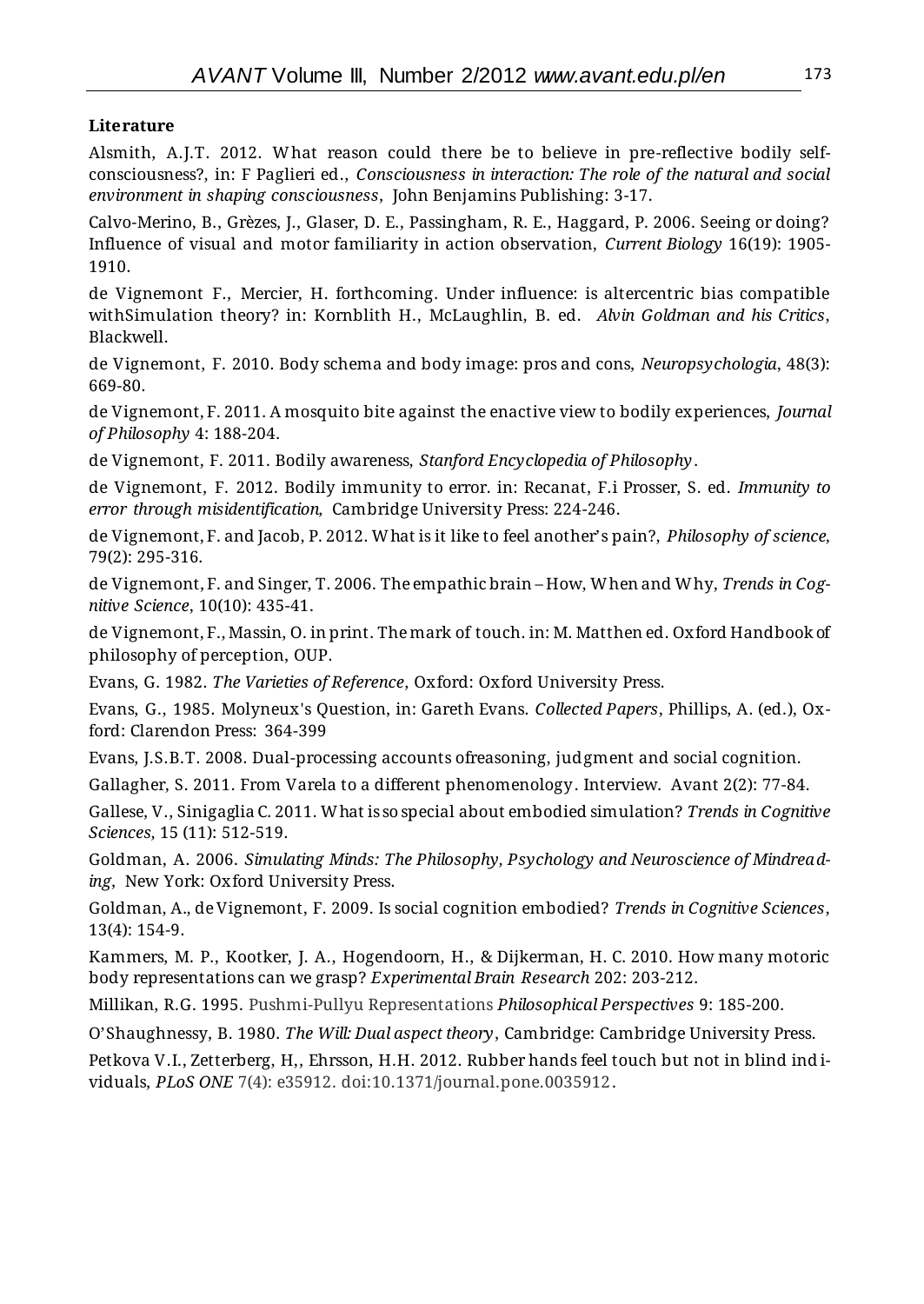**Literature**

Alsmith, A.J.T. 2012. What reason could there be to believe in pre-reflective bodily self-consciousness?, in: F Paglieri ed., *Consciousness in interaction: The role of the natural and social environment in shaping consciousness*, John Benjamins Publishing: 3-17.

Calvo-Merino, B., Grèzes, J., Glaser, D. E., Passingham, R. E., Haggard, P. 2006. Seeing or doing? Influence of visual and motor familiarity in action observation, *Current Biology* 16(19): 1905-1910.

de Vignemont F., Mercier, H. forthcoming. Under influence: is altercentric bias compatible withSimulation theory? in: Kornblith H., McLaughlin, B. ed. *Alvin Goldman and his Critics*, Blackwell.

de Vignemont, F. 2010. Body schema and body image: pros and cons, *Neuropsychologia*, 48(3): 669-80.

de Vignemont, F. 2011. A mosquito bite against the enactive view to bodily experiences, *Journal of Philosophy* 4: 188-204.

de Vignemont, F. 2011. Bodily awareness, *Stanford Encyclopedia of Philosophy*.

de Vignemont, F. 2012. Bodily immunity to error. in: Recanat, F.i Prosser, S. ed. *Immunity to error through misidentification,* Cambridge University Press: 224-246.

de Vignemont, F. and Jacob, P. 2012. What is it like to feel another's pain?, *Philosophy of science*, 79(2): 295-316.

de Vignemont, F. and Singer, T. 2006. The empathic brain – How, When and Why, *Trends in Cognitive Science*, 10(10): 435-41.

de Vignemont, F., Massin, O. in print. The mark of touch. in: M. Matthen ed. Oxford Handbook of philosophy of perception, OUP.

Evans, G. 1982. *The Varieties of Reference*, Oxford: Oxford University Press.

Evans, G., 1985. Molyneux's Question, in: Gareth Evans. *Collected Papers*, Phillips, A. (ed.), Oxford: Clarendon Press: 364-399

Evans, J.S.B.T. 2008. Dual-processing accounts ofreasoning, judgment and social cognition.

Gallagher, S. 2011. From Varela to a different phenomenology. Interview. Avant 2(2): 77-84.

Gallese, V., Sinigaglia C. 2011. What is so special about embodied simulation? *Trends in Cognitive Sciences*, 15 (11): 512-519.

Goldman, A. 2006. *Simulating Minds: The Philosophy, Psychology and Neuroscience of Mindreading*, New York: Oxford University Press.

Goldman, A., de Vignemont, F. 2009. Is social cognition embodied? *Trends in Cognitive Sciences*, 13(4): 154-9.

Kammers, M. P., Kootker, J. A., Hogendoorn, H., & Dijkerman, H. C. 2010. How many motoric body representations can we grasp? *Experimental Brain Research* 202: 203-212.

Millikan, R.G. 1995. Pushmi-Pullyu Representations *Philosophical Perspectives* 9: 185-200.

O'Shaughnessy, B. 1980. *The Will: Dual aspect theory*, Cambridge: Cambridge University Press.

Petkova V.I., Zetterberg, H,, Ehrsson, H.H. 2012. Rubber hands feel touch but not in blind individuals, *PLoS ONE* 7(4): e35912. doi:10.1371/journal.pone.0035912.